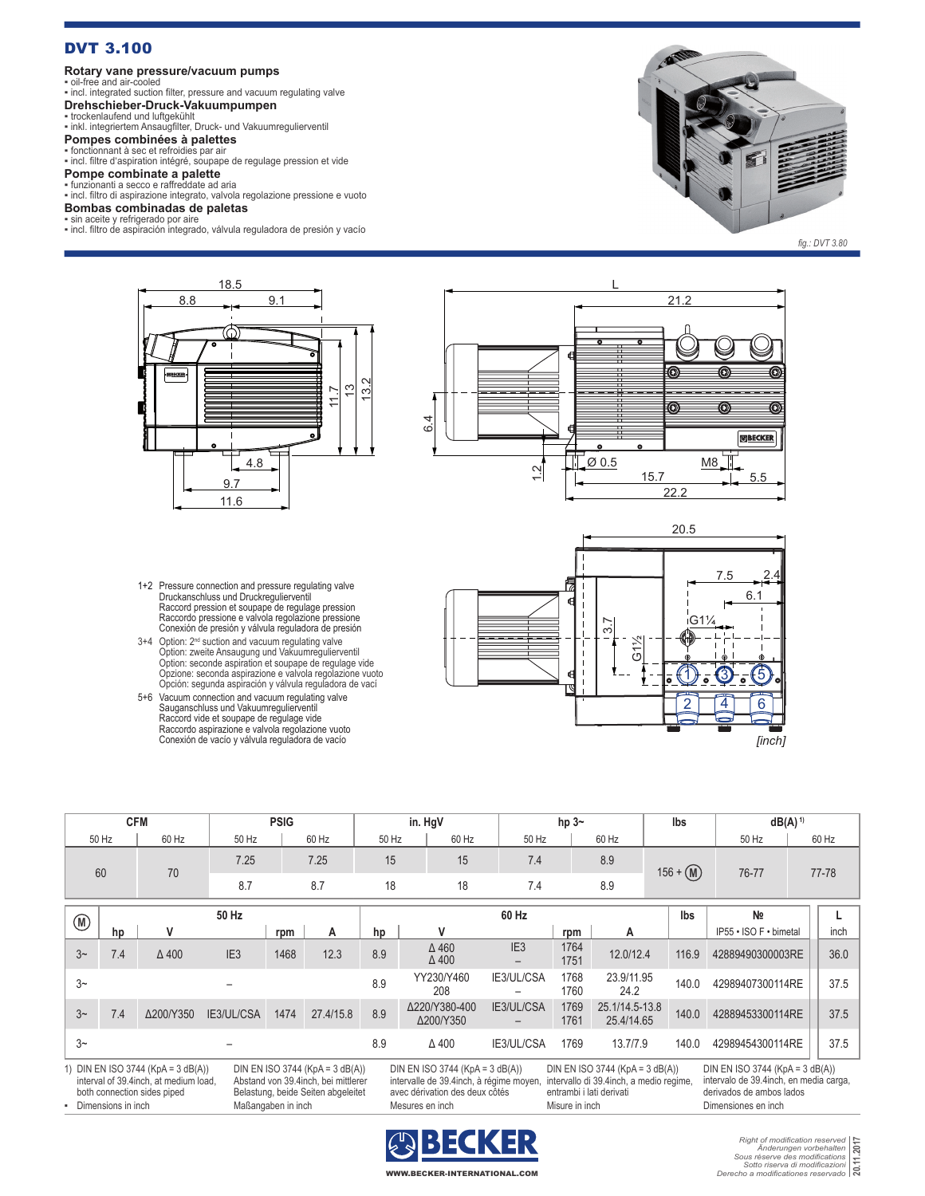# DVT 3.100

### Rotary vane pressure/vacuum pumps
- oil-free and air-cooled
- incl. integrated suction filter, pressure and vacuum regulating valve

### Drehschieber-Druck-Vakuumpumpen
- trockenlaufend und luftgekühlt
- inkl. integriertem Ansaugfilter, Druck- und Vakuumregulierventil

### Pompes combinées à palettes
- fonctionnant à sec et refroidies par air
- incl. filtre d'aspiration intégré, soupape de regulage pression et vide

### Pompe combinate a palette
- funzionanti a secco e raffreddate ad aria
- incl. filtro di aspirazione integrato, valvola regolazione pressione e vuoto

### Bombas combinadas de paletas
- sin aceite y refrigerado por aire
- incl. filtro de aspiración integrado, válvula reguladora de presión y vacío

fig.: DVT 3.80

1+2 Pressure connection and pressure regulating valve
Druckanschluss und Druckregulierventil
Raccord pression et soupape de regulage pression
Raccordo pressione e valvola regolazione pressione
Conexión de presión y válvula reguladora de presión

3+4 Option: 2nd suction and vacuum regulating valve
Option: zweite Ansaugung und Vakuumregulierventil
Option: seconde aspiration et soupape de regulage vide
Opzione: seconda aspirazione e valvola regolazione vuoto
Opción: segunda aspiración y válvula reguladora de vací

5+6 Vacuum connection and vacuum regulating valve
Sauganschluss und Vakuumregulierventil
Raccord vide et soupape de regulage vide
Raccordo aspirazione e valvola regolazione vuoto
Conexión de vacío y válvula reguladora de vacío

[inch]

| CFM | | PSIG | | in. HgV | | hp 3~ | | lbs | dB(A) 1) | |
|---|---|---|---|---|---|---|---|---|---|---|
| 50 Hz | 60 Hz | 50 Hz | 60 Hz | 50 Hz | 60 Hz | 50 Hz | 60 Hz | | 50 Hz | 60 Hz |
| 60 | 70 | 7.25 | 7.25 | 15 | 15 | 7.4 | 8.9 | 156 + (M) | 76-77 | 77-78 |
| | | 8.7 | 8.7 | 18 | 18 | 7.4 | 8.9 | | | |

| (M) | 50 Hz | | | | | 60 Hz | | | | | lbs | № | L |
|---|---|---|---|---|---|---|---|---|---|---|---|---|---|
| | hp | V | | rpm | A | hp | V | | rpm | A | | IP55 • ISO F • bimetal | inch |
| 3~ | 7.4 | Δ 400 | IE3 | 1468 | 12.3 | 8.9 | Δ 460<br>Δ 400 | IE3<br>– | 1764<br>1751 | 12.0/12.4 | 116.9 | 42889490300003RE | 36.0 |
| 3~ | | – | | | | 8.9 | YY230/Y460<br>208 | IE3/UL/CSA<br>– | 1768<br>1760 | 23.9/11.95<br>24.2 | 140.0 | 42989407300114RE | 37.5 |
| 3~ | 7.4 | Δ200/Y350 | IE3/UL/CSA | 1474 | 27.4/15.8 | 8.9 | Δ220/Y380-400<br>Δ200/Y350 | IE3/UL/CSA<br>– | 1769<br>1761 | 25.1/14.5-13.8<br>25.4/14.65 | 140.0 | 42889453300114RE | 37.5 |
| 3~ | | – | | | | 8.9 | Δ 400 | IE3/UL/CSA | 1769 | 13.7/7.9 | 140.0 | 42989454300114RE | 37.5 |

1) DIN EN ISO 3744 (KpA = 3 dB(A)) interval of 39.4inch, at medium load, both connection sides piped
DIN EN ISO 3744 (KpA = 3 dB(A)) Abstand von 39.4inch, bei mittlerer Belastung, beide Seiten abgeleitet
DIN EN ISO 3744 (KpA = 3 dB(A)) intervalle de 39.4inch, à régime moyen, avec dérivation des deux côtés
DIN EN ISO 3744 (KpA = 3 dB(A)) intervallo di 39.4inch, a medio regime, entrambi i lati derivati
DIN EN ISO 3744 (KpA = 3 dB(A)) intervalo de 39.4inch, en media carga, derivados de ambos lados

- Dimensions in inch
Maßangaben in inch
Mesures en inch
Misure in inch
Dimensiones en inch

BECKER
WWW.BECKER-INTERNATIONAL.COM

Right of modification reserved
Änderungen vorbehalten
Sous réserve des modifications
Sotto riserva di modificazioni
Derecho a modificationes reservado
20.11.2017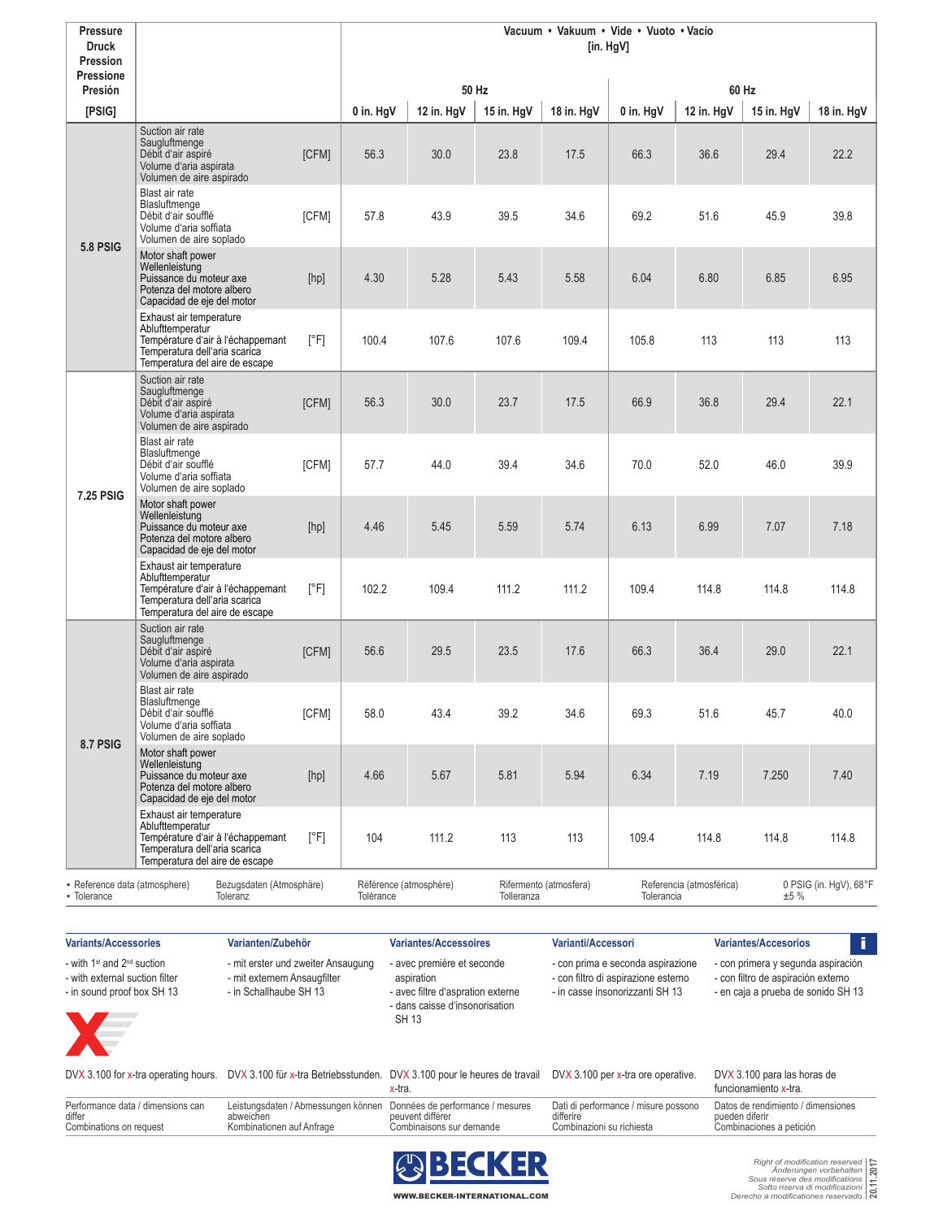| Pressure<br>Druck<br>Pression<br>Pressione<br>Presión<br>[PSIG] | | | Vacuum • Vakuum • Vide • Vuoto • Vacío [in. HgV] | | | | | | | |
|---|---|---|---|---|---|---|---|---|---|---|
| | | | 50 Hz | | | | 60 Hz | | | |
| | | | 0 in. HgV | 12 in. HgV | 15 in. HgV | 18 in. HgV | 0 in. HgV | 12 in. HgV | 15 in. HgV | 18 in. HgV |
| 5.8 PSIG | Suction air rate<br>Saugluftmenge<br>Débit d'air aspiré<br>Volume d'aria aspirata<br>Volumen de aire aspirado | [CFM] | 56.3 | 30.0 | 23.8 | 17.5 | 66.3 | 36.6 | 29.4 | 22.2 |
| | Blast air rate<br>Blasluftmenge<br>Débit d'air soufflé<br>Volume d'aria soffiata<br>Volumen de aire soplado | [CFM] | 57.8 | 43.9 | 39.5 | 34.6 | 69.2 | 51.6 | 45.9 | 39.8 |
| | Motor shaft power<br>Wellenleistung<br>Puissance du moteur axe<br>Potenza del motore albero<br>Capacidad de eje del motor | [hp] | 4.30 | 5.28 | 5.43 | 5.58 | 6.04 | 6.80 | 6.85 | 6.95 |
| | Exhaust air temperature<br>Ablufttemperatur<br>Température d'air à l'échappemant<br>Temperatura dell'aria scarica<br>Temperatura del aire de escape | [°F] | 100.4 | 107.6 | 107.6 | 109.4 | 105.8 | 113 | 113 | 113 |
| 7.25 PSIG | Suction air rate<br>Saugluftmenge<br>Débit d'air aspiré<br>Volume d'aria aspirata<br>Volumen de aire aspirado | [CFM] | 56.3 | 30.0 | 23.7 | 17.5 | 66.9 | 36.8 | 29.4 | 22.1 |
| | Blast air rate<br>Blasluftmenge<br>Débit d'air soufflé<br>Volume d'aria soffiata<br>Volumen de aire soplado | [CFM] | 57.7 | 44.0 | 39.4 | 34.6 | 70.0 | 52.0 | 46.0 | 39.9 |
| | Motor shaft power<br>Wellenleistung<br>Puissance du moteur axe<br>Potenza del motore albero<br>Capacidad de eje del motor | [hp] | 4.46 | 5.45 | 5.59 | 5.74 | 6.13 | 6.99 | 7.07 | 7.18 |
| | Exhaust air temperature<br>Ablufttemperatur<br>Température d'air à l'échappemant<br>Temperatura dell'aria scarica<br>Temperatura del aire de escape | [°F] | 102.2 | 109.4 | 111.2 | 111.2 | 109.4 | 114.8 | 114.8 | 114.8 |
| 8.7 PSIG | Suction air rate<br>Saugluftmenge<br>Débit d'air aspiré<br>Volume d'aria aspirata<br>Volumen de aire aspirado | [CFM] | 56.6 | 29.5 | 23.5 | 17.6 | 66.3 | 36.4 | 29.0 | 22.1 |
| | Blast air rate<br>Blasluftmenge<br>Débit d'air soufflé<br>Volume d'aria soffiata<br>Volumen de aire soplado | [CFM] | 58.0 | 43.4 | 39.2 | 34.6 | 69.3 | 51.6 | 45.7 | 40.0 |
| | Motor shaft power<br>Wellenleistung<br>Puissance du moteur axe<br>Potenza del motore albero<br>Capacidad de eje del motor | [hp] | 4.66 | 5.67 | 5.81 | 5.94 | 6.34 | 7.19 | 7.250 | 7.40 |
| | Exhaust air temperature<br>Ablufttemperatur<br>Température d'air à l'échappemant<br>Temperatura dell'aria scarica<br>Temperatura del aire de escape | [°F] | 104 | 111.2 | 113 | 113 | 109.4 | 114.8 | 114.8 | 114.8 |

| | | | | | | |
|---|---|---|---|---|---|---|
| ▪ Reference data (atmosphere) | Bezugsdaten (Atmosphäre) | Référence (atmosphère) | Rifermento (atmosfera) | Referencia (atmosférica) | 0 PSIG (in. HgV), 68°F |
| ▪ Tolerance | Toleranz | Tolérance | Tolleranza | Tolerancia | ±5 % |

**Variants/Accessories**
- with 1st and 2nd suction
- with external suction filter
- in sound proof box SH 13

**Varianten/Zubehör**
- mit erster und zweiter Ansaugung
- mit externem Ansaugfilter
- in Schallhaube SH 13

**Variantes/Accessoires**
- avec première et seconde aspiration
- avec filtre d'aspration externe
- dans caisse d'insonorisation SH 13

**Varianti/Accessori**
- con prima e seconda aspirazione
- con filtro di aspirazione esterno
- in casse insonorizzanti SH 13

**Variantes/Accesorios**
- con primera y segunda aspiración
- con filtro de aspiración externo
- en caja a prueba de sonido SH 13

DVX 3.100 for x-tra operating hours.

DVX 3.100 für x-tra Betriebsstunden.

DVX 3.100 pour le heures de travail x-tra.

DVX 3.100 per x-tra ore operative.

DVX 3.100 para las horas de funcionamiento x-tra.

Performance data / dimensions can differ
Combinations on request

Leistungsdaten / Abmessungen können abweichen
Kombinationen auf Anfrage

Données de performance / mesures peuvent différer
Combinaisons sur demande

Dati di performance / misure possono differire
Combinazioni su richiesta

Datos de rendimiento / dimensiones pueden diferir
Combinaciones a petición

BECKER
WWW.BECKER-INTERNATIONAL.COM

*Right of modification reserved*
*Änderungen vorbehalten*
*Sous réserve des modifications*
*Sotto riserva di modificazioni*
*Derecho a modificationes reservado*

20.11.2017